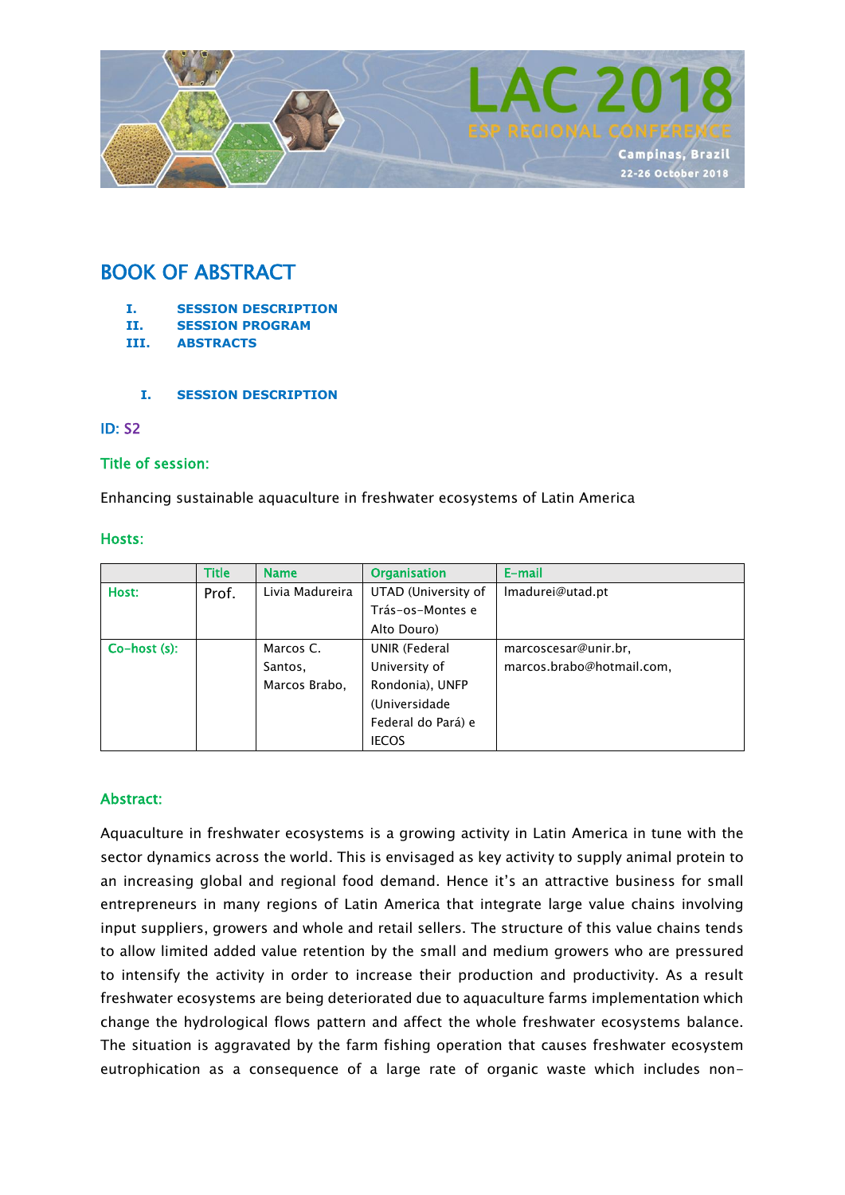# BOOK OF ABSTRACT

I. **SESSION DESCRIPTION**
II. **SESSION PROGRAM**
III. **ABSTRACTS**

## I. SESSION DESCRIPTION

**ID:** S2

### Title of session:

Enhancing sustainable aquaculture in freshwater ecosystems of Latin America

### Hosts:

| | Title | Name | Organisation | E-mail |
|---|---|---|---|---|
| Host: | Prof. | Livia Madureira | UTAD (University of Trás-os-Montes e Alto Douro) | lmadurei@utad.pt |
| Co-host (s): | | Marcos C. Santos, Marcos Brabo, | UNIR (Federal University of Rondonia), UNFP (Universidade Federal do Pará) e IECOS | marcoscesar@unir.br, marcos.brabo@hotmail.com, |

### Abstract:

Aquaculture in freshwater ecosystems is a growing activity in Latin America in tune with the sector dynamics across the world. This is envisaged as key activity to supply animal protein to an increasing global and regional food demand. Hence it's an attractive business for small entrepreneurs in many regions of Latin America that integrate large value chains involving input suppliers, growers and whole and retail sellers. The structure of this value chains tends to allow limited added value retention by the small and medium growers who are pressured to intensify the activity in order to increase their production and productivity. As a result freshwater ecosystems are being deteriorated due to aquaculture farms implementation which change the hydrological flows pattern and affect the whole freshwater ecosystems balance. The situation is aggravated by the farm fishing operation that causes freshwater ecosystem eutrophication as a consequence of a large rate of organic waste which includes non-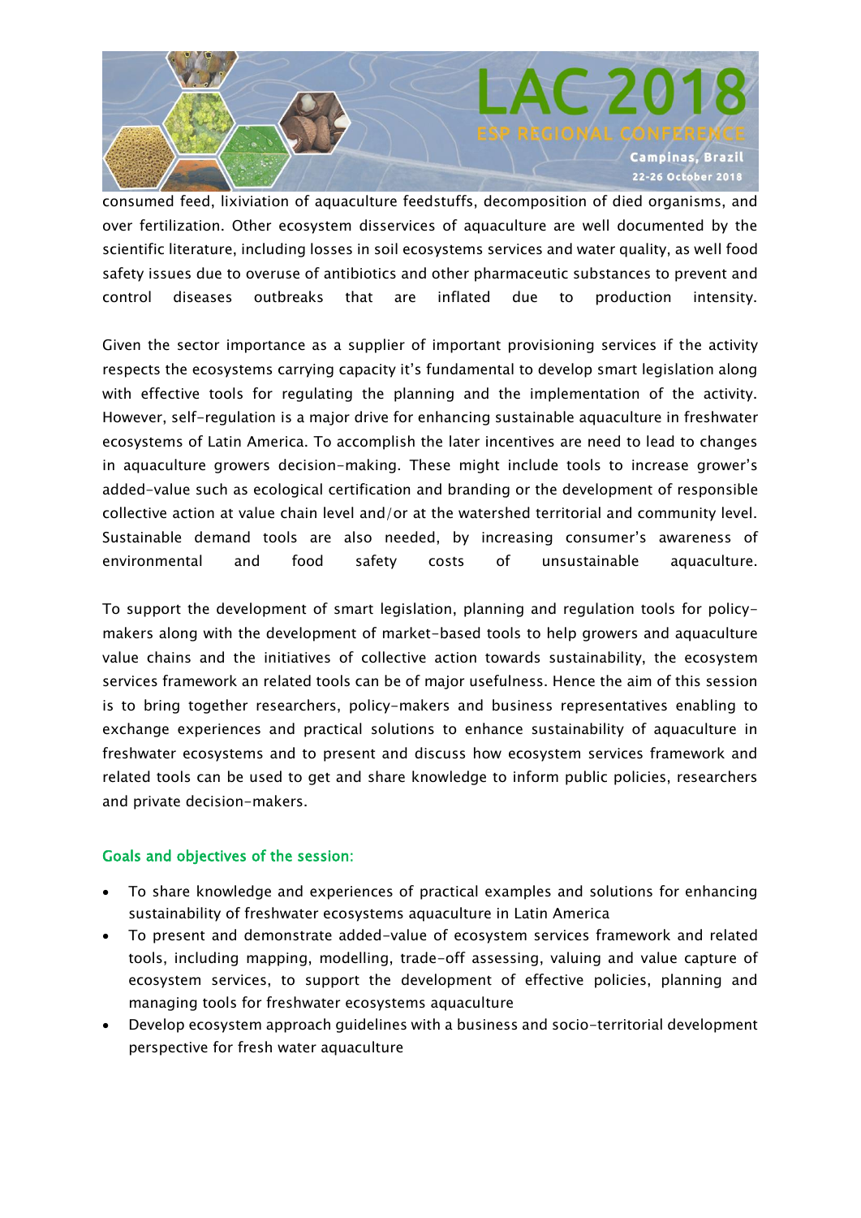consumed feed, lixiviation of aquaculture feedstuffs, decomposition of died organisms, and over fertilization. Other ecosystem disservices of aquaculture are well documented by the scientific literature, including losses in soil ecosystems services and water quality, as well food safety issues due to overuse of antibiotics and other pharmaceutic substances to prevent and control diseases outbreaks that are inflated due to production intensity.

Given the sector importance as a supplier of important provisioning services if the activity respects the ecosystems carrying capacity it's fundamental to develop smart legislation along with effective tools for regulating the planning and the implementation of the activity. However, self-regulation is a major drive for enhancing sustainable aquaculture in freshwater ecosystems of Latin America. To accomplish the later incentives are need to lead to changes in aquaculture growers decision-making. These might include tools to increase grower's added-value such as ecological certification and branding or the development of responsible collective action at value chain level and/or at the watershed territorial and community level. Sustainable demand tools are also needed, by increasing consumer's awareness of environmental and food safety costs of unsustainable aquaculture.

To support the development of smart legislation, planning and regulation tools for policy-makers along with the development of market-based tools to help growers and aquaculture value chains and the initiatives of collective action towards sustainability, the ecosystem services framework an related tools can be of major usefulness. Hence the aim of this session is to bring together researchers, policy-makers and business representatives enabling to exchange experiences and practical solutions to enhance sustainability of aquaculture in freshwater ecosystems and to present and discuss how ecosystem services framework and related tools can be used to get and share knowledge to inform public policies, researchers and private decision-makers.

## Goals and objectives of the session:

- To share knowledge and experiences of practical examples and solutions for enhancing sustainability of freshwater ecosystems aquaculture in Latin America
- To present and demonstrate added-value of ecosystem services framework and related tools, including mapping, modelling, trade-off assessing, valuing and value capture of ecosystem services, to support the development of effective policies, planning and managing tools for freshwater ecosystems aquaculture
- Develop ecosystem approach guidelines with a business and socio-territorial development perspective for fresh water aquaculture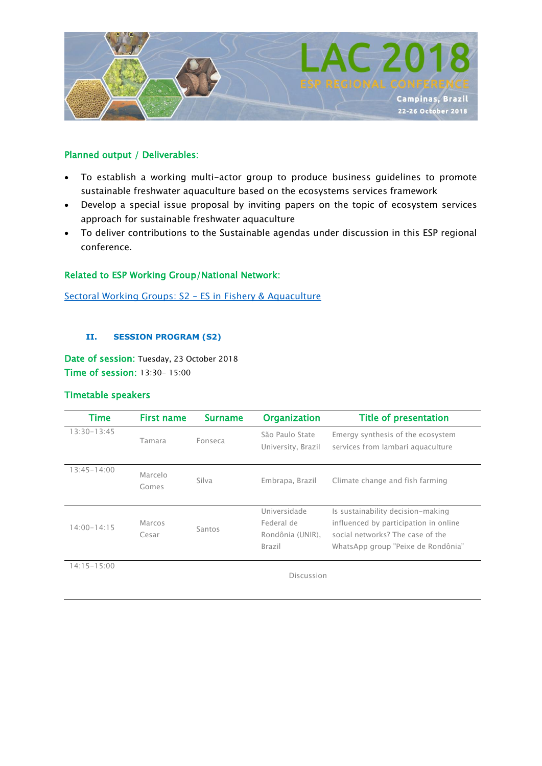**Planned output / Deliverables:**

- To establish a working multi-actor group to produce business guidelines to promote sustainable freshwater aquaculture based on the ecosystems services framework
- Develop a special issue proposal by inviting papers on the topic of ecosystem services approach for sustainable freshwater aquaculture
- To deliver contributions to the Sustainable agendas under discussion in this ESP regional conference.

**Related to ESP Working Group/National Network:**

Sectoral Working Groups: S2 – ES in Fishery & Aquaculture

## II. SESSION PROGRAM (S2)

**Date of session:** Tuesday, 23 October 2018
**Time of session:** 13:30- 15:00

**Timetable speakers**

| Time | First name | Surname | Organization | Title of presentation |
|---|---|---|---|---|
| 13:30-13:45 | Tamara | Fonseca | São Paulo State University, Brazil | Emergy synthesis of the ecosystem services from lambari aquaculture |
| 13:45-14:00 | Marcelo Gomes | Silva | Embrapa, Brazil | Climate change and fish farming |
| 14:00-14:15 | Marcos Cesar | Santos | Universidade Federal de Rondônia (UNIR), Brazil | Is sustainability decision-making influenced by participation in online social networks? The case of the WhatsApp group "Peixe de Rondônia" |
| 14:15-15:00 | | | Discussion | |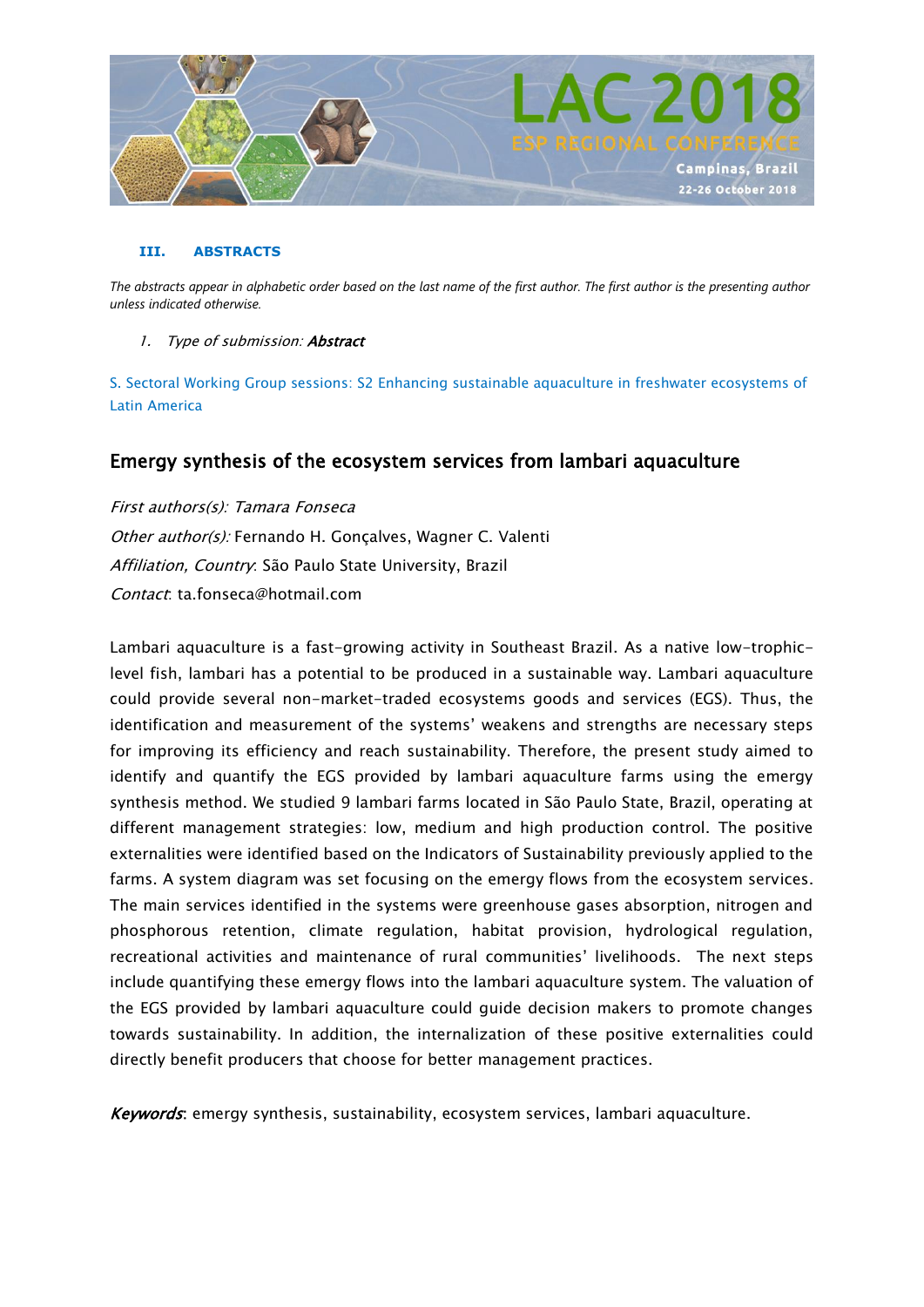### III. ABSTRACTS

*The abstracts appear in alphabetic order based on the last name of the first author. The first author is the presenting author unless indicated otherwise.*

1. *Type of submission:* ***Abstract***

S. Sectoral Working Group sessions: S2 Enhancing sustainable aquaculture in freshwater ecosystems of Latin America

## Emergy synthesis of the ecosystem services from lambari aquaculture

*First authors(s): Tamara Fonseca*
*Other author(s):* Fernando H. Gonçalves, Wagner C. Valenti
*Affiliation, Country*: São Paulo State University, Brazil
*Contact*: ta.fonseca@hotmail.com

Lambari aquaculture is a fast-growing activity in Southeast Brazil. As a native low-trophic-level fish, lambari has a potential to be produced in a sustainable way. Lambari aquaculture could provide several non-market-traded ecosystems goods and services (EGS). Thus, the identification and measurement of the systems' weakens and strengths are necessary steps for improving its efficiency and reach sustainability. Therefore, the present study aimed to identify and quantify the EGS provided by lambari aquaculture farms using the emergy synthesis method. We studied 9 lambari farms located in São Paulo State, Brazil, operating at different management strategies: low, medium and high production control. The positive externalities were identified based on the Indicators of Sustainability previously applied to the farms. A system diagram was set focusing on the emergy flows from the ecosystem services. The main services identified in the systems were greenhouse gases absorption, nitrogen and phosphorous retention, climate regulation, habitat provision, hydrological regulation, recreational activities and maintenance of rural communities' livelihoods. The next steps include quantifying these emergy flows into the lambari aquaculture system. The valuation of the EGS provided by lambari aquaculture could guide decision makers to promote changes towards sustainability. In addition, the internalization of these positive externalities could directly benefit producers that choose for better management practices.

***Keywords***: emergy synthesis, sustainability, ecosystem services, lambari aquaculture.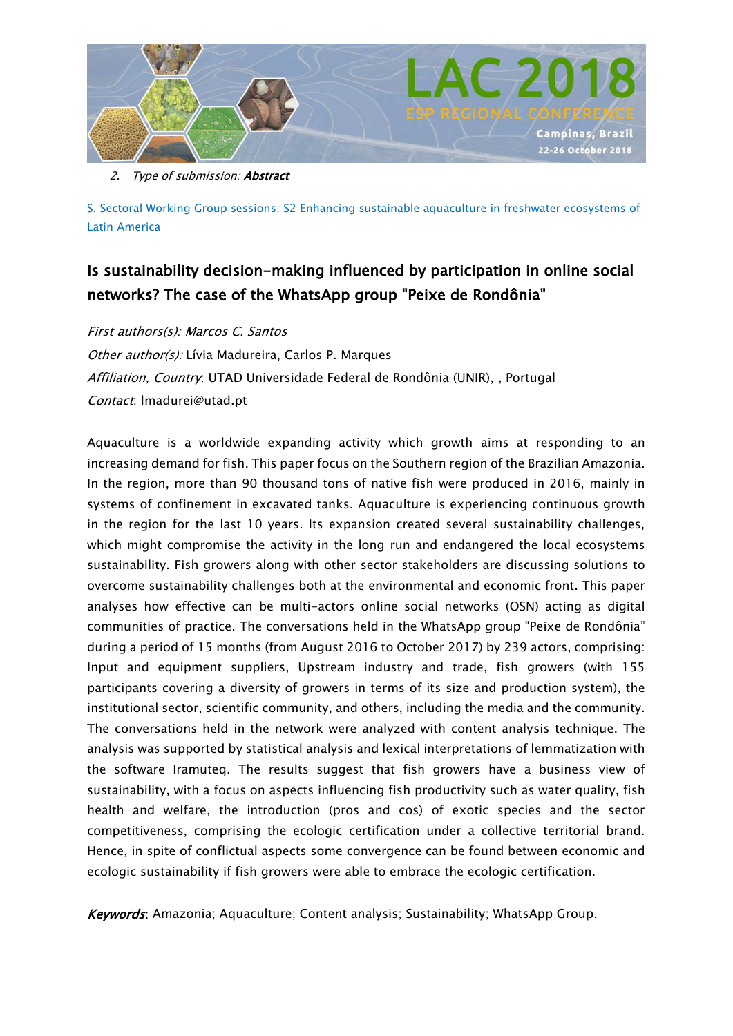2. *Type of submission:* ***Abstract***

S. Sectoral Working Group sessions: S2 Enhancing sustainable aquaculture in freshwater ecosystems of Latin America

## Is sustainability decision-making influenced by participation in online social networks? The case of the WhatsApp group "Peixe de Rondônia"

*First authors(s):* *Marcos C. Santos*

*Other author(s):* Lívia Madureira, Carlos P. Marques

*Affiliation, Country*: UTAD Universidade Federal de Rondônia (UNIR), , Portugal

*Contact*: lmadurei@utad.pt

Aquaculture is a worldwide expanding activity which growth aims at responding to an increasing demand for fish. This paper focus on the Southern region of the Brazilian Amazonia. In the region, more than 90 thousand tons of native fish were produced in 2016, mainly in systems of confinement in excavated tanks. Aquaculture is experiencing continuous growth in the region for the last 10 years. Its expansion created several sustainability challenges, which might compromise the activity in the long run and endangered the local ecosystems sustainability. Fish growers along with other sector stakeholders are discussing solutions to overcome sustainability challenges both at the environmental and economic front. This paper analyses how effective can be multi-actors online social networks (OSN) acting as digital communities of practice. The conversations held in the WhatsApp group "Peixe de Rondônia" during a period of 15 months (from August 2016 to October 2017) by 239 actors, comprising: Input and equipment suppliers, Upstream industry and trade, fish growers (with 155 participants covering a diversity of growers in terms of its size and production system), the institutional sector, scientific community, and others, including the media and the community. The conversations held in the network were analyzed with content analysis technique. The analysis was supported by statistical analysis and lexical interpretations of lemmatization with the software Iramuteq. The results suggest that fish growers have a business view of sustainability, with a focus on aspects influencing fish productivity such as water quality, fish health and welfare, the introduction (pros and cos) of exotic species and the sector competitiveness, comprising the ecologic certification under a collective territorial brand. Hence, in spite of conflictual aspects some convergence can be found between economic and ecologic sustainability if fish growers were able to embrace the ecologic certification.

***Keywords***: Amazonia; Aquaculture; Content analysis; Sustainability; WhatsApp Group.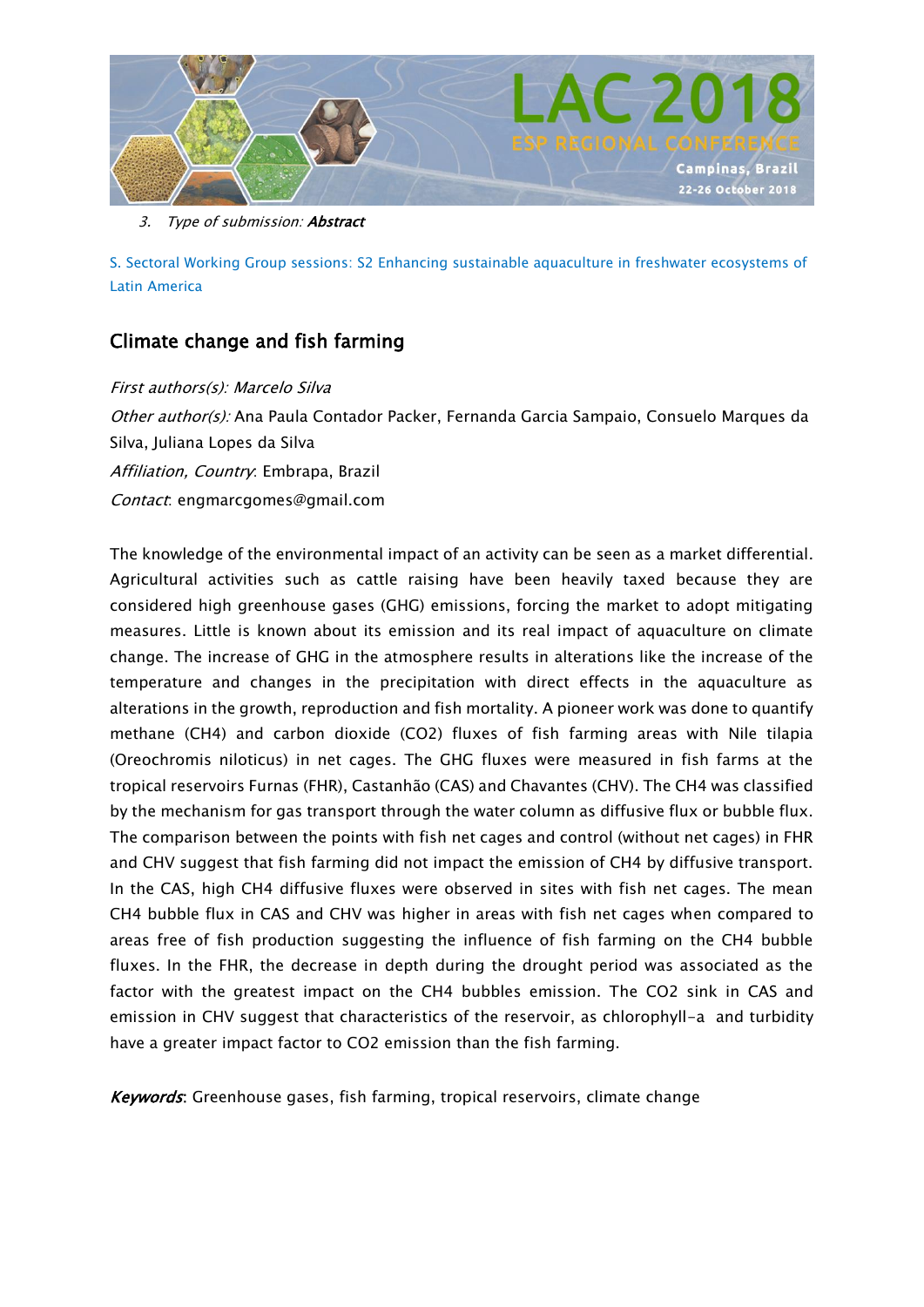3. *Type of submission:* ***Abstract***

S. Sectoral Working Group sessions: S2 Enhancing sustainable aquaculture in freshwater ecosystems of Latin America

## Climate change and fish farming

*First authors(s): Marcelo Silva*

*Other author(s):* Ana Paula Contador Packer, Fernanda Garcia Sampaio, Consuelo Marques da Silva, Juliana Lopes da Silva

*Affiliation, Country*: Embrapa, Brazil

*Contact*: engmarcgomes@gmail.com

The knowledge of the environmental impact of an activity can be seen as a market differential. Agricultural activities such as cattle raising have been heavily taxed because they are considered high greenhouse gases (GHG) emissions, forcing the market to adopt mitigating measures. Little is known about its emission and its real impact of aquaculture on climate change. The increase of GHG in the atmosphere results in alterations like the increase of the temperature and changes in the precipitation with direct effects in the aquaculture as alterations in the growth, reproduction and fish mortality. A pioneer work was done to quantify methane ($CH_4$) and carbon dioxide ($CO_2$) fluxes of fish farming areas with Nile tilapia (Oreochromis niloticus) in net cages. The GHG fluxes were measured in fish farms at the tropical reservoirs Furnas (FHR), Castanhão (CAS) and Chavantes (CHV). The $CH_4$ was classified by the mechanism for gas transport through the water column as diffusive flux or bubble flux. The comparison between the points with fish net cages and control (without net cages) in FHR and CHV suggest that fish farming did not impact the emission of $CH_4$ by diffusive transport. In the CAS, high $CH_4$ diffusive fluxes were observed in sites with fish net cages. The mean $CH_4$ bubble flux in CAS and CHV was higher in areas with fish net cages when compared to areas free of fish production suggesting the influence of fish farming on the $CH_4$ bubble fluxes. In the FHR, the decrease in depth during the drought period was associated as the factor with the greatest impact on the $CH_4$ bubbles emission. The $CO_2$ sink in CAS and emission in CHV suggest that characteristics of the reservoir, as chlorophyll-a and turbidity have a greater impact factor to $CO_2$ emission than the fish farming.

***Keywords***: Greenhouse gases, fish farming, tropical reservoirs, climate change